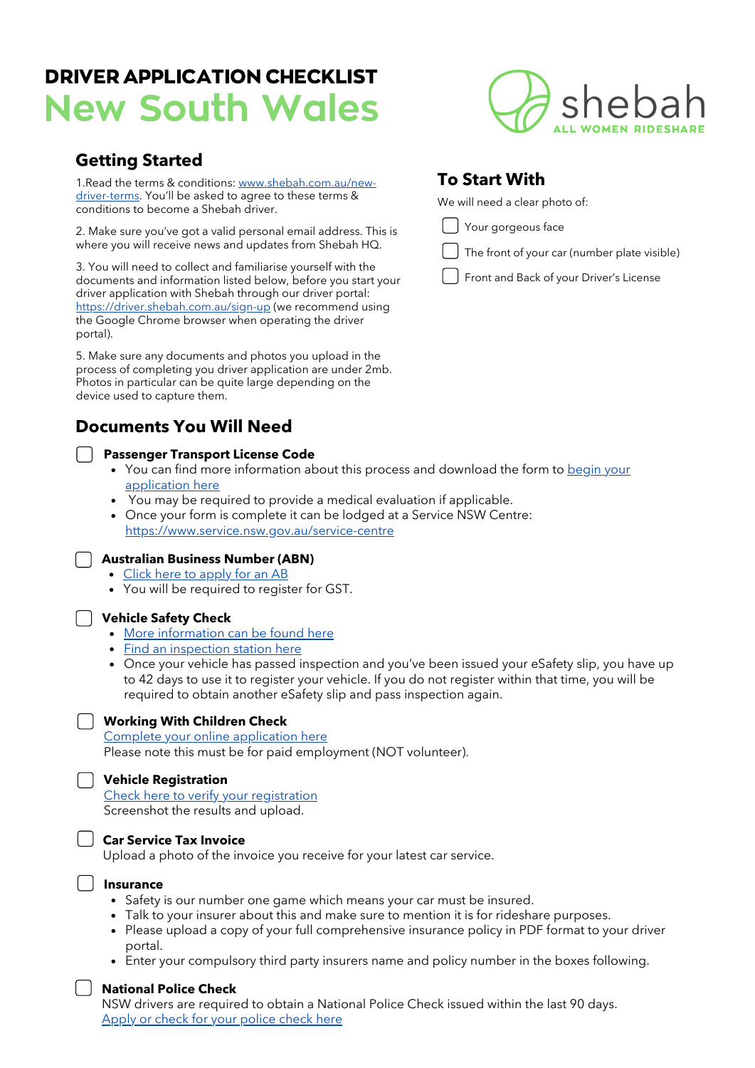# DRIVER APPLICATION CHECKLIST
# New South Wales

shebah
ALL WOMEN RIDESHARE

## Getting Started

1.Read the terms & conditions: [www.shebah.com.au/new-driver-terms](www.shebah.com.au/new-driver-terms). You'll be asked to agree to these terms & conditions to become a Shebah driver.

2. Make sure you've got a valid personal email address. This is where you will receive news and updates from Shebah HQ.

3. You will need to collect and familiarise yourself with the documents and information listed below, before you start your driver application with Shebah through our driver portal: [https://driver.shebah.com.au/sign-up](https://driver.shebah.com.au/sign-up) (we recommend using the Google Chrome browser when operating the driver portal).

5. Make sure any documents and photos you upload in the process of completing you driver application are under 2mb. Photos in particular can be quite large depending on the device used to capture them.

## To Start With

We will need a clear photo of:

- [ ] Your gorgeous face
- [ ] The front of your car (number plate visible)
- [ ] Front and Back of your Driver's License

## Documents You Will Need

- [ ] **Passenger Transport License Code**
  - You can find more information about this process and download the form to begin your application here
  - You may be required to provide a medical evaluation if applicable.
  - Once your form is complete it can be lodged at a Service NSW Centre: [https://www.service.nsw.gov.au/service-centre](https://www.service.nsw.gov.au/service-centre)

- [ ] **Australian Business Number (ABN)**
  - Click here to apply for an AB
  - You will be required to register for GST.

- [ ] **Vehicle Safety Check**
  - More information can be found here
  - Find an inspection station here
  - Once your vehicle has passed inspection and you've been issued your eSafety slip, you have up to 42 days to use it to register your vehicle. If you do not register within that time, you will be required to obtain another eSafety slip and pass inspection again.

- [ ] **Working With Children Check**
  Complete your online application here
  Please note this must be for paid employment (NOT volunteer).

- [ ] **Vehicle Registration**
  Check here to verify your registration
  Screenshot the results and upload.

- [ ] **Car Service Tax Invoice**
  Upload a photo of the invoice you receive for your latest car service.

- [ ] **Insurance**
  - Safety is our number one game which means your car must be insured.
  - Talk to your insurer about this and make sure to mention it is for rideshare purposes.
  - Please upload a copy of your full comprehensive insurance policy in PDF format to your driver portal.
  - Enter your compulsory third party insurers name and policy number in the boxes following.

- [ ] **National Police Check**
  NSW drivers are required to obtain a National Police Check issued within the last 90 days.
  Apply or check for your police check here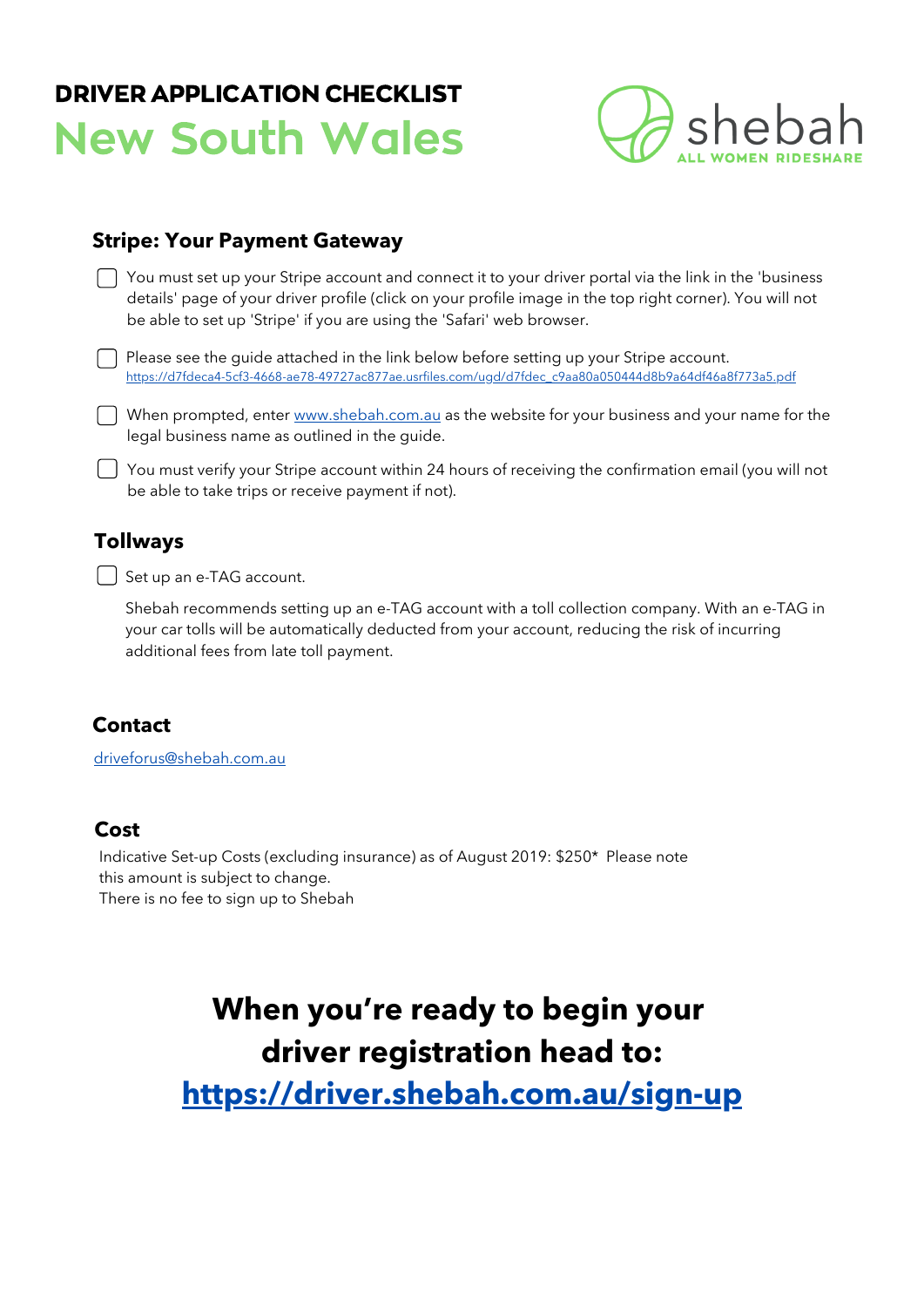# DRIVER APPLICATION CHECKLIST

# New South Wales

shebah

ALL WOMEN RIDESHARE

## Stripe: Your Payment Gateway

- [ ] You must set up your Stripe account and connect it to your driver portal via the link in the 'business details' page of your driver profile (click on your profile image in the top right corner). You will not be able to set up 'Stripe' if you are using the 'Safari' web browser.
- [ ] Please see the guide attached in the link below before setting up your Stripe account.
  https://d7fdeca4-5cf3-4668-ae78-49727ac877ae.usrfiles.com/ugd/d7fdec_c9aa80a050444d8b9a64df46a8f773a5.pdf
- [ ] When prompted, enter www.shebah.com.au as the website for your business and your name for the legal business name as outlined in the guide.
- [ ] You must verify your Stripe account within 24 hours of receiving the confirmation email (you will not be able to take trips or receive payment if not).

## Tollways

- [ ] Set up an e-TAG account.

  Shebah recommends setting up an e-TAG account with a toll collection company. With an e-TAG in your car tolls will be automatically deducted from your account, reducing the risk of incurring additional fees from late toll payment.

## Contact

driveforus@shebah.com.au

## Cost

Indicative Set-up Costs (excluding insurance) as of August 2019: $250* Please note this amount is subject to change.
There is no fee to sign up to Shebah

## When you're ready to begin your driver registration head to: https://driver.shebah.com.au/sign-up